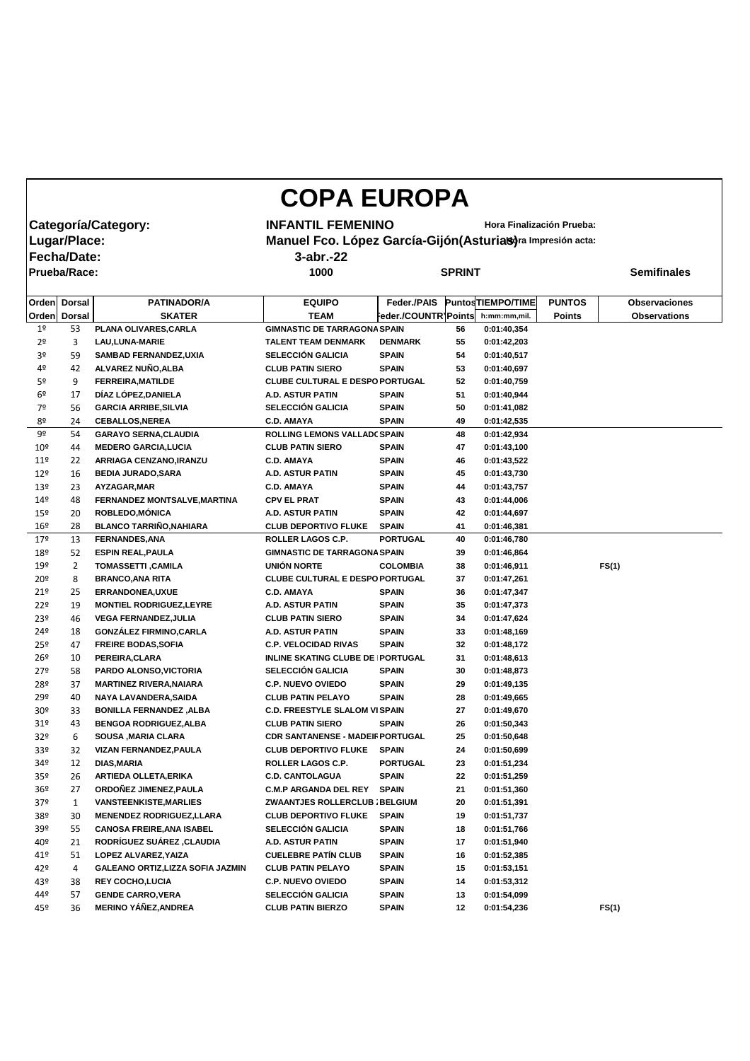# COPA EUROPA

**Categoría/Category:** **INFANTIL FEMENINO** **Hora Finalización Prueba:**

**Lugar/Place:** **Manuel Fco. López García-Gijón(Asturias)** **Hora Impresión acta:**

**Fecha/Date:** **3-abr.-22**

**Prueba/Race:** **1000** **SPRINT** **Semifinales**

| Orden | Dorsal | PATINADOR/A | EQUIPO | Feder./PAIS | Puntos | TIEMPO/TIME | PUNTOS | Observaciones |
|---|---|---|---|---|---|---|---|---|
| Orden | Dorsal | SKATER | TEAM | Feder./COUNTRY | Points | h:mm:mm,mil. | Points | Observations |
| 1º | 53 | PLANA OLIVARES,CARLA | GIMNASTIC DE TARRAGONA | SPAIN | 56 | 0:01:40,354 | | |
| 2º | 3 | LAU,LUNA-MARIE | TALENT TEAM DENMARK | DENMARK | 55 | 0:01:42,203 | | |
| 3º | 59 | SAMBAD FERNANDEZ,UXIA | SELECCIÓN GALICIA | SPAIN | 54 | 0:01:40,517 | | |
| 4º | 42 | ALVAREZ NUÑO,ALBA | CLUB PATIN SIERO | SPAIN | 53 | 0:01:40,697 | | |
| 5º | 9 | FERREIRA,MATILDE | CLUBE CULTURAL E DESPO | PORTUGAL | 52 | 0:01:40,759 | | |
| 6º | 17 | DÍAZ LÓPEZ,DANIELA | A.D. ASTUR PATIN | SPAIN | 51 | 0:01:40,944 | | |
| 7º | 56 | GARCIA ARRIBE,SILVIA | SELECCIÓN GALICIA | SPAIN | 50 | 0:01:41,082 | | |
| 8º | 24 | CEBALLOS,NEREA | C.D. AMAYA | SPAIN | 49 | 0:01:42,535 | | |
| 9º | 54 | GARAYO SERNA,CLAUDIA | ROLLING LEMONS VALLADO | SPAIN | 48 | 0:01:42,934 | | |
| 10º | 44 | MEDERO GARCIA,LUCIA | CLUB PATIN SIERO | SPAIN | 47 | 0:01:43,100 | | |
| 11º | 22 | ARRIAGA CENZANO,IRANZU | C.D. AMAYA | SPAIN | 46 | 0:01:43,522 | | |
| 12º | 16 | BEDIA JURADO,SARA | A.D. ASTUR PATIN | SPAIN | 45 | 0:01:43,730 | | |
| 13º | 23 | AYZAGAR,MAR | C.D. AMAYA | SPAIN | 44 | 0:01:43,757 | | |
| 14º | 48 | FERNANDEZ MONTSALVE,MARTINA | CPV EL PRAT | SPAIN | 43 | 0:01:44,006 | | |
| 15º | 20 | ROBLEDO,MÓNICA | A.D. ASTUR PATIN | SPAIN | 42 | 0:01:44,697 | | |
| 16º | 28 | BLANCO TARRIÑO,NAHIARA | CLUB DEPORTIVO FLUKE | SPAIN | 41 | 0:01:46,381 | | |
| 17º | 13 | FERNANDES,ANA | ROLLER LAGOS C.P. | PORTUGAL | 40 | 0:01:46,780 | | |
| 18º | 52 | ESPIN REAL,PAULA | GIMNASTIC DE TARRAGONA | SPAIN | 39 | 0:01:46,864 | | |
| 19º | 2 | TOMASSETTI ,CAMILA | UNIÓN NORTE | COLOMBIA | 38 | 0:01:46,911 | | FS(1) |
| 20º | 8 | BRANCO,ANA RITA | CLUBE CULTURAL E DESPO | PORTUGAL | 37 | 0:01:47,261 | | |
| 21º | 25 | ERRANDONEA,UXUE | C.D. AMAYA | SPAIN | 36 | 0:01:47,347 | | |
| 22º | 19 | MONTIEL RODRIGUEZ,LEYRE | A.D. ASTUR PATIN | SPAIN | 35 | 0:01:47,373 | | |
| 23º | 46 | VEGA FERNANDEZ,JULIA | CLUB PATIN SIERO | SPAIN | 34 | 0:01:47,624 | | |
| 24º | 18 | GONZÁLEZ FIRMINO,CARLA | A.D. ASTUR PATIN | SPAIN | 33 | 0:01:48,169 | | |
| 25º | 47 | FREIRE BODAS,SOFIA | C.P. VELOCIDAD RIVAS | SPAIN | 32 | 0:01:48,172 | | |
| 26º | 10 | PEREIRA,CLARA | INLINE SKATING CLUBE DE | PORTUGAL | 31 | 0:01:48,613 | | |
| 27º | 58 | PARDO ALONSO,VICTORIA | SELECCIÓN GALICIA | SPAIN | 30 | 0:01:48,873 | | |
| 28º | 37 | MARTINEZ RIVERA,NAIARA | C.P. NUEVO OVIEDO | SPAIN | 29 | 0:01:49,135 | | |
| 29º | 40 | NAYA LAVANDERA,SAIDA | CLUB PATIN PELAYO | SPAIN | 28 | 0:01:49,665 | | |
| 30º | 33 | BONILLA FERNANDEZ ,ALBA | C.D. FREESTYLE SLALOM VI | SPAIN | 27 | 0:01:49,670 | | |
| 31º | 43 | BENGOA RODRIGUEZ,ALBA | CLUB PATIN SIERO | SPAIN | 26 | 0:01:50,343 | | |
| 32º | 6 | SOUSA ,MARIA CLARA | CDR SANTANENSE - MADEIR | PORTUGAL | 25 | 0:01:50,648 | | |
| 33º | 32 | VIZAN FERNANDEZ,PAULA | CLUB DEPORTIVO FLUKE | SPAIN | 24 | 0:01:50,699 | | |
| 34º | 12 | DIAS,MARIA | ROLLER LAGOS C.P. | PORTUGAL | 23 | 0:01:51,234 | | |
| 35º | 26 | ARTIEDA OLLETA,ERIKA | C.D. CANTOLAGUA | SPAIN | 22 | 0:01:51,259 | | |
| 36º | 27 | ORDOÑEZ JIMENEZ,PAULA | C.M.P ARGANDA DEL REY | SPAIN | 21 | 0:01:51,360 | | |
| 37º | 1 | VANSTEENKISTE,MARLIES | ZWAANTJES ROLLERCLUB | BELGIUM | 20 | 0:01:51,391 | | |
| 38º | 30 | MENENDEZ RODRIGUEZ,LLARA | CLUB DEPORTIVO FLUKE | SPAIN | 19 | 0:01:51,737 | | |
| 39º | 55 | CANOSA FREIRE,ANA ISABEL | SELECCIÓN GALICIA | SPAIN | 18 | 0:01:51,766 | | |
| 40º | 21 | RODRÍGUEZ SUÁREZ ,CLAUDIA | A.D. ASTUR PATIN | SPAIN | 17 | 0:01:51,940 | | |
| 41º | 51 | LOPEZ ALVAREZ,YAIZA | CUELEBRE PATÍN CLUB | SPAIN | 16 | 0:01:52,385 | | |
| 42º | 4 | GALEANO ORTIZ,LIZZA SOFIA JAZMIN | CLUB PATIN PELAYO | SPAIN | 15 | 0:01:53,151 | | |
| 43º | 38 | REY COCHO,LUCIA | C.P. NUEVO OVIEDO | SPAIN | 14 | 0:01:53,312 | | |
| 44º | 57 | GENDE CARRO,VERA | SELECCIÓN GALICIA | SPAIN | 13 | 0:01:54,099 | | |
| 45º | 36 | MERINO YÁÑEZ,ANDREA | CLUB PATIN BIERZO | SPAIN | 12 | 0:01:54,236 | | FS(1) |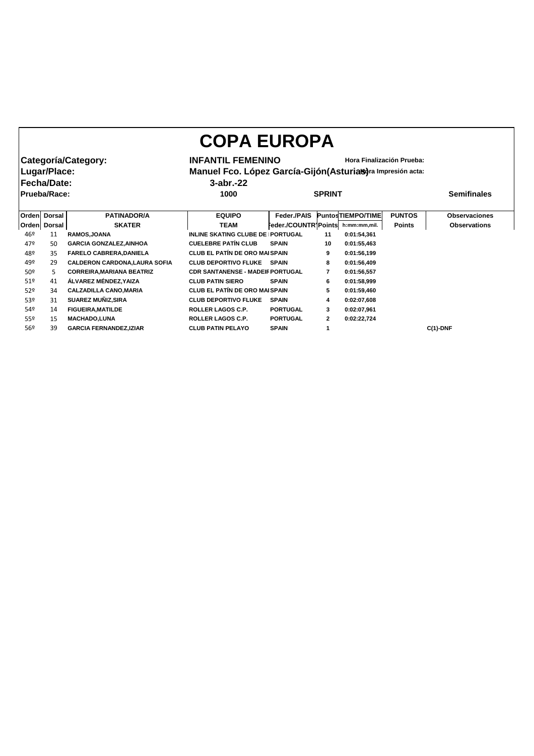# COPA EUROPA

**Categoría/Category:** INFANTIL FEMENINO — Hora Finalización Prueba:

**Lugar/Place:** Manuel Fco. López García-Gijón(Asturias) — Hora Impresión acta:

**Fecha/Date:** 3-abr.-22

**Prueba/Race:** 1000 — SPRINT — Semifinales

| Orden | Dorsal | PATINADOR/A | EQUIPO | Feder./PAIS | Puntos | TIEMPO/TIME | PUNTOS | Observaciones |
|---|---|---|---|---|---|---|---|---|
| Orden | Dorsal | SKATER | TEAM | Feder./COUNTRY | Points | h:mm:mm,mil. | Points | Observations |
| 46º | 11 | RAMOS,JOANA | INLINE SKATING CLUBE DE | PORTUGAL | 11 | 0:01:54,361 | | |
| 47º | 50 | GARCIA GONZALEZ,AINHOA | CUELEBRE PATÍN CLUB | SPAIN | 10 | 0:01:55,463 | | |
| 48º | 35 | FARELO CABRERA,DANIELA | CLUB EL PATÍN DE ORO MAI | SPAIN | 9 | 0:01:56,199 | | |
| 49º | 29 | CALDERON CARDONA,LAURA SOFIA | CLUB DEPORTIVO FLUKE | SPAIN | 8 | 0:01:56,409 | | |
| 50º | 5 | CORREIRA,MARIANA BEATRIZ | CDR SANTANENSE - MADEIF | PORTUGAL | 7 | 0:01:56,557 | | |
| 51º | 41 | ÁLVAREZ MÉNDEZ,YAIZA | CLUB PATIN SIERO | SPAIN | 6 | 0:01:58,999 | | |
| 52º | 34 | CALZADILLA CANO,MARIA | CLUB EL PATÍN DE ORO MAI | SPAIN | 5 | 0:01:59,460 | | |
| 53º | 31 | SUAREZ MUÑIZ,SIRA | CLUB DEPORTIVO FLUKE | SPAIN | 4 | 0:02:07,608 | | |
| 54º | 14 | FIGUEIRA,MATILDE | ROLLER LAGOS C.P. | PORTUGAL | 3 | 0:02:07,961 | | |
| 55º | 15 | MACHADO,LUNA | ROLLER LAGOS C.P. | PORTUGAL | 2 | 0:02:22,724 | | |
| 56º | 39 | GARCIA FERNANDEZ,IZIAR | CLUB PATIN PELAYO | SPAIN | 1 | | | C(1)-DNF |